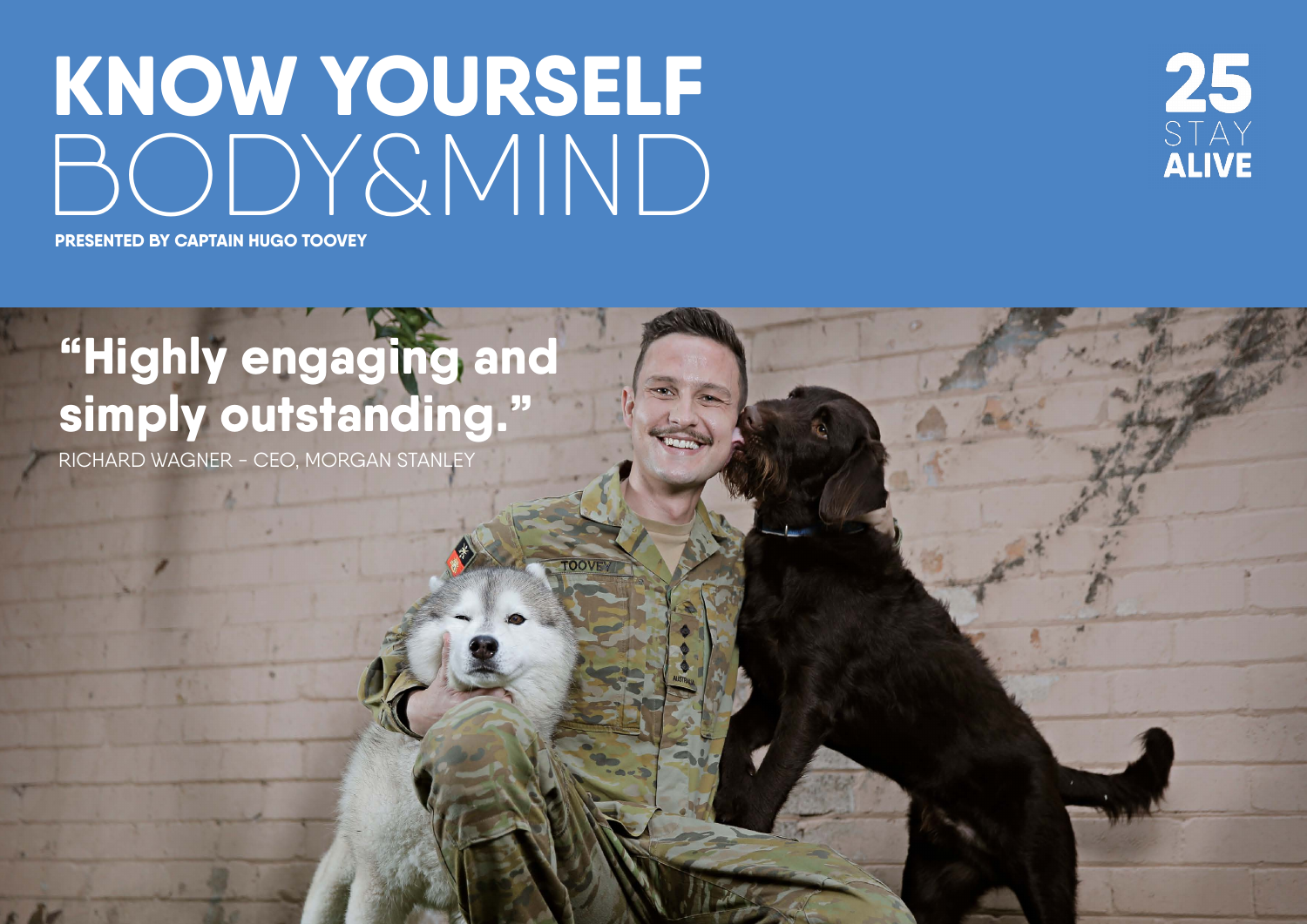# KNOW YOURSELF BODY&MIND

**PRESENTED BY CAPTAIN HUGO TOOVEY**

**25 STAY ALIVE**

## "Highly engaging and simply outstanding."

RICHARD WAGNER - CEO, MORGAN STANLEY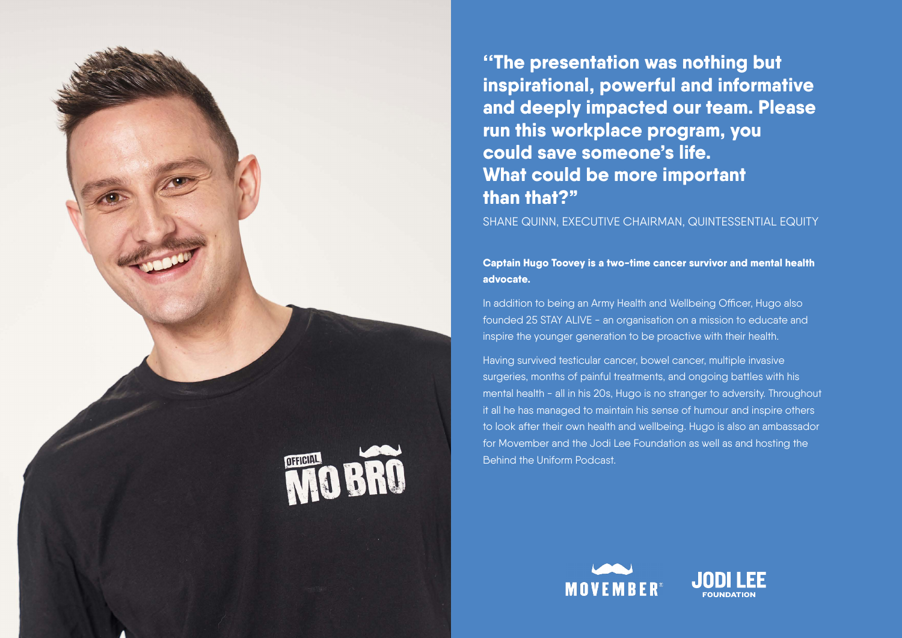**"The presentation was nothing but inspirational, powerful and informative and deeply impacted our team. Please run this workplace program, you could save someone's life. What could be more important than that?"**

SHANE QUINN, EXECUTIVE CHAIRMAN, QUINTESSENTIAL EQUITY

**Captain Hugo Toovey is a two-time cancer survivor and mental health advocate.**

In addition to being an Army Health and Wellbeing Officer, Hugo also founded 25 STAY ALIVE - an organisation on a mission to educate and inspire the younger generation to be proactive with their health.

Having survived testicular cancer, bowel cancer, multiple invasive surgeries, months of painful treatments, and ongoing battles with his mental health - all in his 20s, Hugo is no stranger to adversity. Throughout it all he has managed to maintain his sense of humour and inspire others to look after their own health and wellbeing. Hugo is also an ambassador for Movember and the Jodi Lee Foundation as well as and hosting the Behind the Uniform Podcast.

MOVEMBER JODI LEE FOUNDATION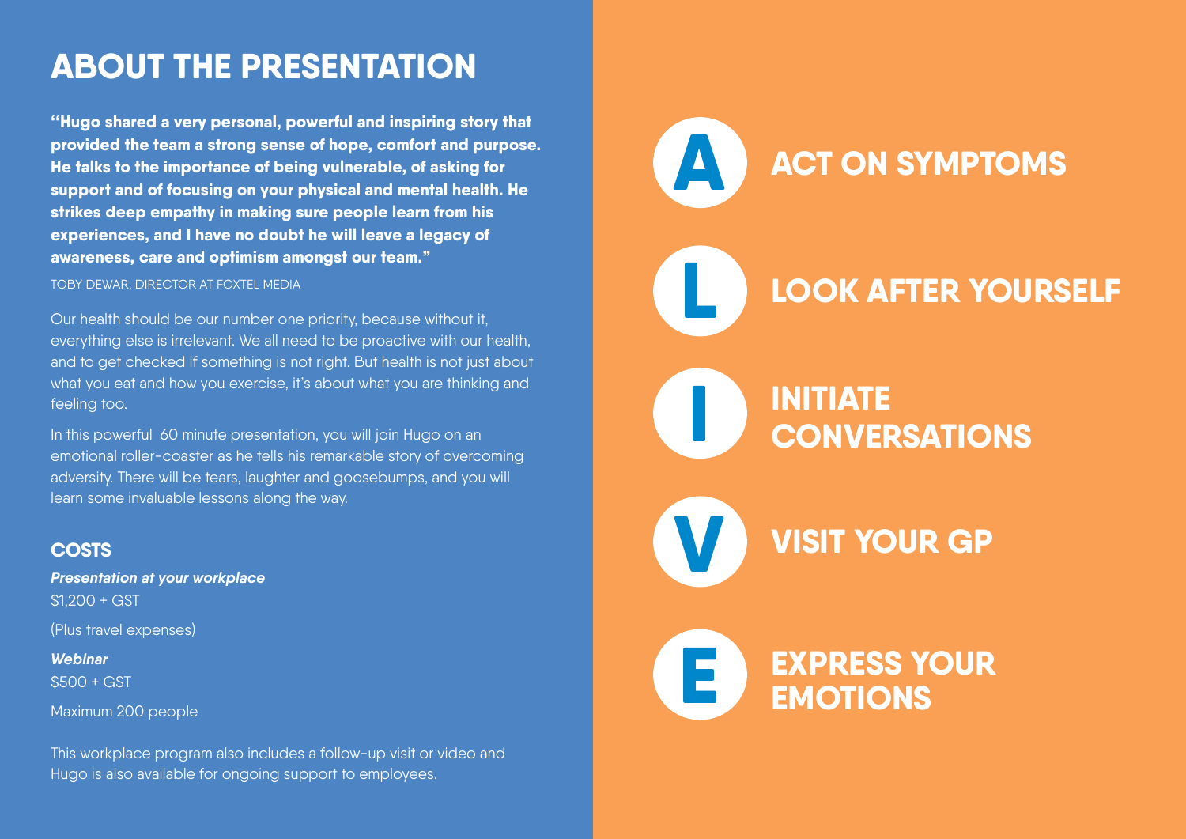# ABOUT THE PRESENTATION

**"Hugo shared a very personal, powerful and inspiring story that provided the team a strong sense of hope, comfort and purpose. He talks to the importance of being vulnerable, of asking for support and of focusing on your physical and mental health. He strikes deep empathy in making sure people learn from his experiences, and I have no doubt he will leave a legacy of awareness, care and optimism amongst our team."**

TOBY DEWAR, DIRECTOR AT FOXTEL MEDIA

Our health should be our number one priority, because without it, everything else is irrelevant. We all need to be proactive with our health, and to get checked if something is not right. But health is not just about what you eat and how you exercise, it's about what you are thinking and feeling too.

In this powerful 60 minute presentation, you will join Hugo on an emotional roller-coaster as he tells his remarkable story of overcoming adversity. There will be tears, laughter and goosebumps, and you will learn some invaluable lessons along the way.

## COSTS

***Presentation at your workplace***

$1,200 + GST

(Plus travel expenses)

***Webinar***

$500 + GST

Maximum 200 people

This workplace program also includes a follow-up visit or video and Hugo is also available for ongoing support to employees.

## A — ACT ON SYMPTOMS

## L — LOOK AFTER YOURSELF

## I — INITIATE CONVERSATIONS

## V — VISIT YOUR GP

## E — EXPRESS YOUR EMOTIONS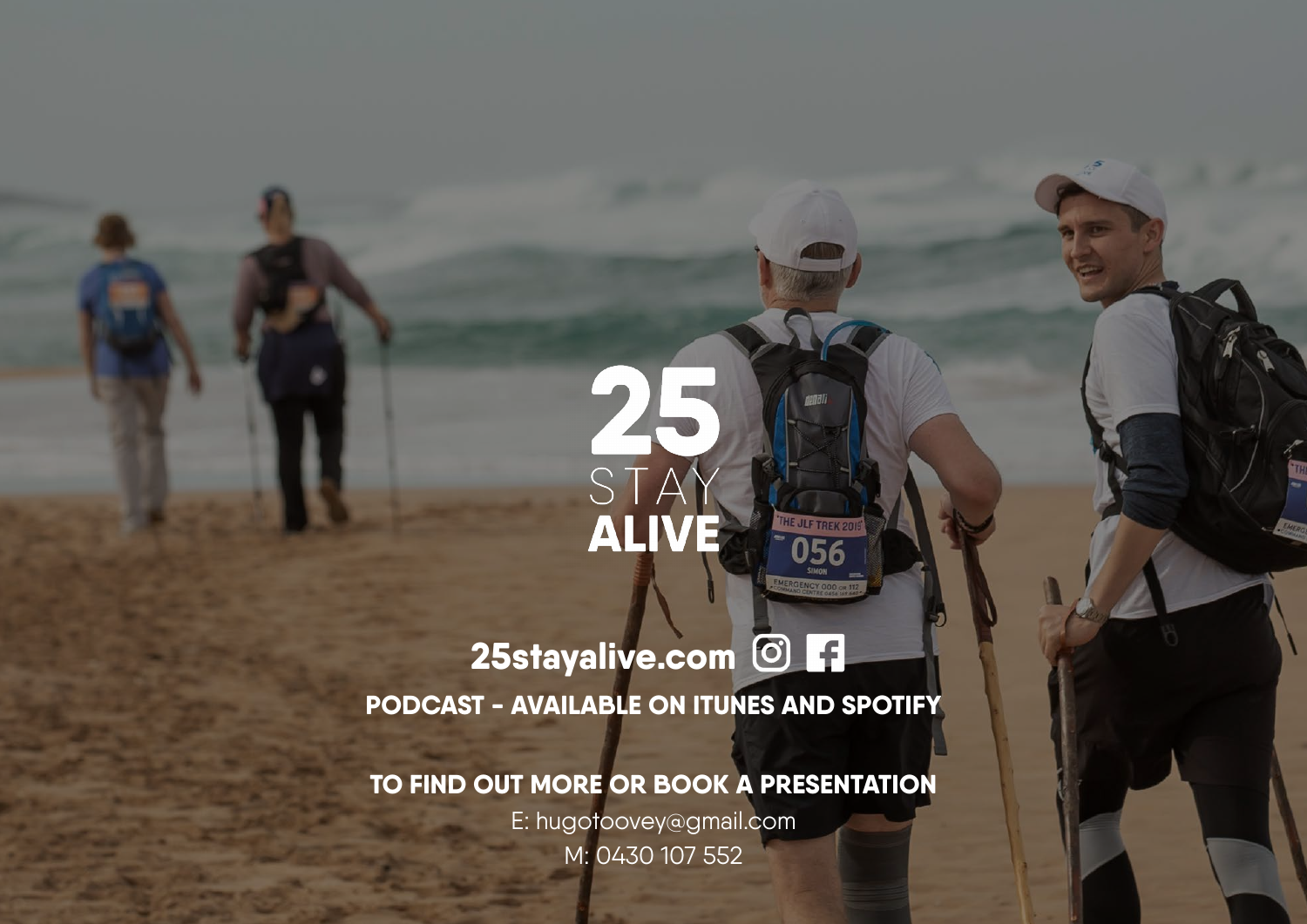# 25 STAY ALIVE

**25stayalive.com**

**PODCAST - AVAILABLE ON ITUNES AND SPOTIFY**

**TO FIND OUT MORE OR BOOK A PRESENTATION**

E: hugotoovey@gmail.com

M: 0430 107 552